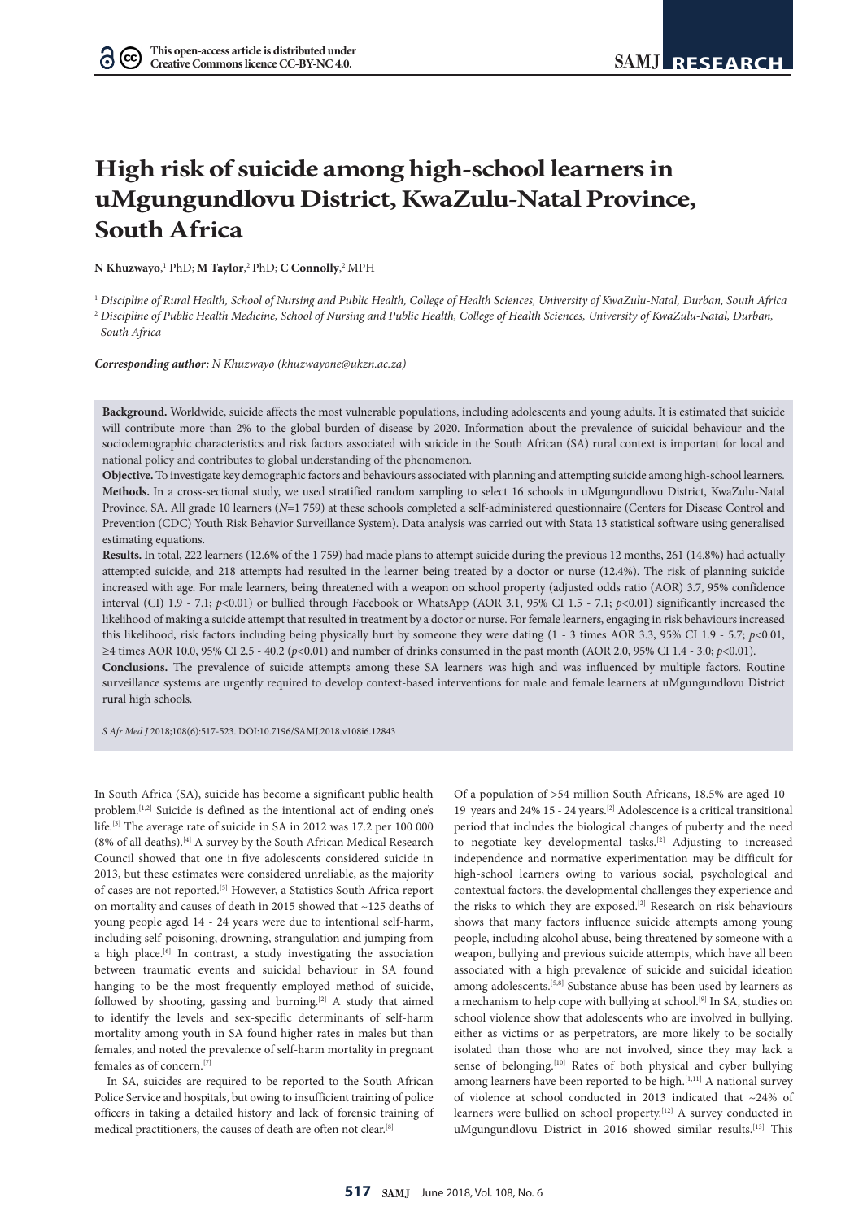This open-access article is distributed under Creative Commons licence CC-BY-NC 4.0.

# High risk of suicide among high-school learners in uMgungundlovu District, KwaZulu-Natal Province, South Africa

**N Khuzwayo**,[1] PhD; **M Taylor**,[2] PhD; **C Connolly**,[2] MPH

[1] *Discipline of Rural Health, School of Nursing and Public Health, College of Health Sciences, University of KwaZulu-Natal, Durban, South Africa*
[2] *Discipline of Public Health Medicine, School of Nursing and Public Health, College of Health Sciences, University of KwaZulu-Natal, Durban, South Africa*

***Corresponding author:*** *N Khuzwayo (khuzwayone@ukzn.ac.za)*

**Background.** Worldwide, suicide affects the most vulnerable populations, including adolescents and young adults. It is estimated that suicide will contribute more than 2% to the global burden of disease by 2020. Information about the prevalence of suicidal behaviour and the sociodemographic characteristics and risk factors associated with suicide in the South African (SA) rural context is important for local and national policy and contributes to global understanding of the phenomenon.

**Objective.** To investigate key demographic factors and behaviours associated with planning and attempting suicide among high-school learners.

**Methods.** In a cross-sectional study, we used stratified random sampling to select 16 schools in uMgungundlovu District, KwaZulu-Natal Province, SA. All grade 10 learners (*N*=1 759) at these schools completed a self-administered questionnaire (Centers for Disease Control and Prevention (CDC) Youth Risk Behavior Surveillance System). Data analysis was carried out with Stata 13 statistical software using generalised estimating equations.

**Results.** In total, 222 learners (12.6% of the 1 759) had made plans to attempt suicide during the previous 12 months, 261 (14.8%) had actually attempted suicide, and 218 attempts had resulted in the learner being treated by a doctor or nurse (12.4%). The risk of planning suicide increased with age. For male learners, being threatened with a weapon on school property (adjusted odds ratio (AOR) 3.7, 95% confidence interval (CI) 1.9 - 7.1; $p<0.01$) or bullied through Facebook or WhatsApp (AOR 3.1, 95% CI 1.5 - 7.1; $p<0.01$) significantly increased the likelihood of making a suicide attempt that resulted in treatment by a doctor or nurse. For female learners, engaging in risk behaviours increased this likelihood, risk factors including being physically hurt by someone they were dating (1 - 3 times AOR 3.3, 95% CI 1.9 - 5.7; $p<0.01$, ≥4 times AOR 10.0, 95% CI 2.5 - 40.2 ($p<0.01$) and number of drinks consumed in the past month (AOR 2.0, 95% CI 1.4 - 3.0; $p<0.01$).

**Conclusions.** The prevalence of suicide attempts among these SA learners was high and was influenced by multiple factors. Routine surveillance systems are urgently required to develop context-based interventions for male and female learners at uMgungundlovu District rural high schools.

*S Afr Med J* 2018;108(6):517-523. DOI:10.7196/SAMJ.2018.v108i6.12843

In South Africa (SA), suicide has become a significant public health problem.[1,2] Suicide is defined as the intentional act of ending one's life.[3] The average rate of suicide in SA in 2012 was 17.2 per 100 000 (8% of all deaths).[4] A survey by the South African Medical Research Council showed that one in five adolescents considered suicide in 2013, but these estimates were considered unreliable, as the majority of cases are not reported.[5] However, a Statistics South Africa report on mortality and causes of death in 2015 showed that ~125 deaths of young people aged 14 - 24 years were due to intentional self-harm, including self-poisoning, drowning, strangulation and jumping from a high place.[6] In contrast, a study investigating the association between traumatic events and suicidal behaviour in SA found hanging to be the most frequently employed method of suicide, followed by shooting, gassing and burning.[2] A study that aimed to identify the levels and sex-specific determinants of self-harm mortality among youth in SA found higher rates in males but than females, and noted the prevalence of self-harm mortality in pregnant females as of concern.[7]

In SA, suicides are required to be reported to the South African Police Service and hospitals, but owing to insufficient training of police officers in taking a detailed history and lack of forensic training of medical practitioners, the causes of death are often not clear.[8]

Of a population of >54 million South Africans, 18.5% are aged 10 - 19 years and 24% 15 - 24 years.[2] Adolescence is a critical transitional period that includes the biological changes of puberty and the need to negotiate key developmental tasks.[2] Adjusting to increased independence and normative experimentation may be difficult for high-school learners owing to various social, psychological and contextual factors, the developmental challenges they experience and the risks to which they are exposed.[2] Research on risk behaviours shows that many factors influence suicide attempts among young people, including alcohol abuse, being threatened by someone with a weapon, bullying and previous suicide attempts, which have all been associated with a high prevalence of suicide and suicidal ideation among adolescents.[5,8] Substance abuse has been used by learners as a mechanism to help cope with bullying at school.[9] In SA, studies on school violence show that adolescents who are involved in bullying, either as victims or as perpetrators, are more likely to be socially isolated than those who are not involved, since they may lack a sense of belonging.[10] Rates of both physical and cyber bullying among learners have been reported to be high.[1,11] A national survey of violence at school conducted in 2013 indicated that ~24% of learners were bullied on school property.[12] A survey conducted in uMgungundlovu District in 2016 showed similar results.[13] This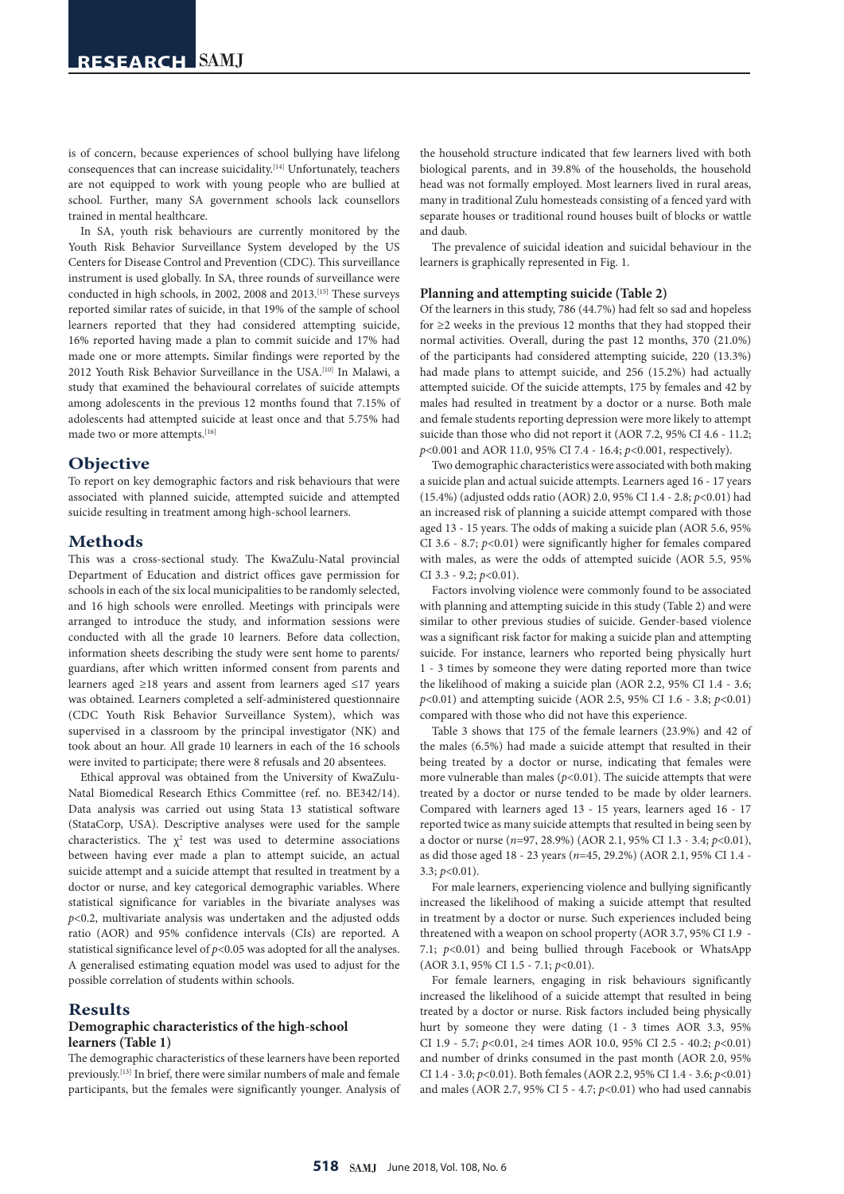is of concern, because experiences of school bullying have lifelong consequences that can increase suicidality.[14] Unfortunately, teachers are not equipped to work with young people who are bullied at school. Further, many SA government schools lack counsellors trained in mental healthcare.

In SA, youth risk behaviours are currently monitored by the Youth Risk Behavior Surveillance System developed by the US Centers for Disease Control and Prevention (CDC). This surveillance instrument is used globally. In SA, three rounds of surveillance were conducted in high schools, in 2002, 2008 and 2013.[15] These surveys reported similar rates of suicide, in that 19% of the sample of school learners reported that they had considered attempting suicide, 16% reported having made a plan to commit suicide and 17% had made one or more attempts**.** Similar findings were reported by the 2012 Youth Risk Behavior Surveillance in the USA.[10] In Malawi, a study that examined the behavioural correlates of suicide attempts among adolescents in the previous 12 months found that 7.15% of adolescents had attempted suicide at least once and that 5.75% had made two or more attempts.[16]

## Objective

To report on key demographic factors and risk behaviours that were associated with planned suicide, attempted suicide and attempted suicide resulting in treatment among high-school learners.

## Methods

This was a cross-sectional study. The KwaZulu-Natal provincial Department of Education and district offices gave permission for schools in each of the six local municipalities to be randomly selected, and 16 high schools were enrolled. Meetings with principals were arranged to introduce the study, and information sessions were conducted with all the grade 10 learners. Before data collection, information sheets describing the study were sent home to parents/guardians, after which written informed consent from parents and learners aged ≥18 years and assent from learners aged ≤17 years was obtained. Learners completed a self-administered questionnaire (CDC Youth Risk Behavior Surveillance System), which was supervised in a classroom by the principal investigator (NK) and took about an hour. All grade 10 learners in each of the 16 schools were invited to participate; there were 8 refusals and 20 absentees.

Ethical approval was obtained from the University of KwaZulu-Natal Biomedical Research Ethics Committee (ref. no. BE342/14). Data analysis was carried out using Stata 13 statistical software (StataCorp, USA). Descriptive analyses were used for the sample characteristics. The $\chi^2$ test was used to determine associations between having ever made a plan to attempt suicide, an actual suicide attempt and a suicide attempt that resulted in treatment by a doctor or nurse, and key categorical demographic variables. Where statistical significance for variables in the bivariate analyses was $p<0.2$, multivariate analysis was undertaken and the adjusted odds ratio (AOR) and 95% confidence intervals (CIs) are reported. A statistical significance level of $p<0.05$ was adopted for all the analyses. A generalised estimating equation model was used to adjust for the possible correlation of students within schools.

## Results

### Demographic characteristics of the high-school learners (Table 1)

The demographic characteristics of these learners have been reported previously.[13] In brief, there were similar numbers of male and female participants, but the females were significantly younger. Analysis of the household structure indicated that few learners lived with both biological parents, and in 39.8% of the households, the household head was not formally employed. Most learners lived in rural areas, many in traditional Zulu homesteads consisting of a fenced yard with separate houses or traditional round houses built of blocks or wattle and daub.

The prevalence of suicidal ideation and suicidal behaviour in the learners is graphically represented in Fig. 1.

### Planning and attempting suicide (Table 2)

Of the learners in this study, 786 (44.7%) had felt so sad and hopeless for ≥2 weeks in the previous 12 months that they had stopped their normal activities. Overall, during the past 12 months, 370 (21.0%) of the participants had considered attempting suicide, 220 (13.3%) had made plans to attempt suicide, and 256 (15.2%) had actually attempted suicide. Of the suicide attempts, 175 by females and 42 by males had resulted in treatment by a doctor or a nurse. Both male and female students reporting depression were more likely to attempt suicide than those who did not report it (AOR 7.2, 95% CI 4.6 - 11.2; $p<0.001$ and AOR 11.0, 95% CI 7.4 - 16.4; $p<0.001$, respectively).

Two demographic characteristics were associated with both making a suicide plan and actual suicide attempts. Learners aged 16 - 17 years (15.4%) (adjusted odds ratio (AOR) 2.0, 95% CI 1.4 - 2.8; $p<0.01$) had an increased risk of planning a suicide attempt compared with those aged 13 - 15 years. The odds of making a suicide plan (AOR 5.6, 95% CI 3.6 - 8.7; $p<0.01$) were significantly higher for females compared with males, as were the odds of attempted suicide (AOR 5.5, 95% CI 3.3 - 9.2; $p<0.01$).

Factors involving violence were commonly found to be associated with planning and attempting suicide in this study (Table 2) and were similar to other previous studies of suicide. Gender-based violence was a significant risk factor for making a suicide plan and attempting suicide. For instance, learners who reported being physically hurt 1 - 3 times by someone they were dating reported more than twice the likelihood of making a suicide plan (AOR 2.2, 95% CI 1.4 - 3.6; $p<0.01$) and attempting suicide (AOR 2.5, 95% CI 1.6 - 3.8; $p<0.01$) compared with those who did not have this experience.

Table 3 shows that 175 of the female learners (23.9%) and 42 of the males (6.5%) had made a suicide attempt that resulted in their being treated by a doctor or nurse, indicating that females were more vulnerable than males ($p<0.01$). The suicide attempts that were treated by a doctor or nurse tended to be made by older learners. Compared with learners aged 13 - 15 years, learners aged 16 - 17 reported twice as many suicide attempts that resulted in being seen by a doctor or nurse ($n$=97, 28.9%) (AOR 2.1, 95% CI 1.3 - 3.4; $p<0.01$), as did those aged 18 - 23 years ($n$=45, 29.2%) (AOR 2.1, 95% CI 1.4 - 3.3; $p<0.01$).

For male learners, experiencing violence and bullying significantly increased the likelihood of making a suicide attempt that resulted in treatment by a doctor or nurse. Such experiences included being threatened with a weapon on school property (AOR 3.7, 95% CI 1.9 - 7.1; $p<0.01$) and being bullied through Facebook or WhatsApp (AOR 3.1, 95% CI 1.5 - 7.1; $p<0.01$).

For female learners, engaging in risk behaviours significantly increased the likelihood of a suicide attempt that resulted in being treated by a doctor or nurse. Risk factors included being physically hurt by someone they were dating (1 - 3 times AOR 3.3, 95% CI 1.9 - 5.7; $p<0.01$, ≥4 times AOR 10.0, 95% CI 2.5 - 40.2; $p<0.01$) and number of drinks consumed in the past month (AOR 2.0, 95% CI 1.4 - 3.0; $p<0.01$). Both females (AOR 2.2, 95% CI 1.4 - 3.6; $p<0.01$) and males (AOR 2.7, 95% CI 5 - 4.7; $p<0.01$) who had used cannabis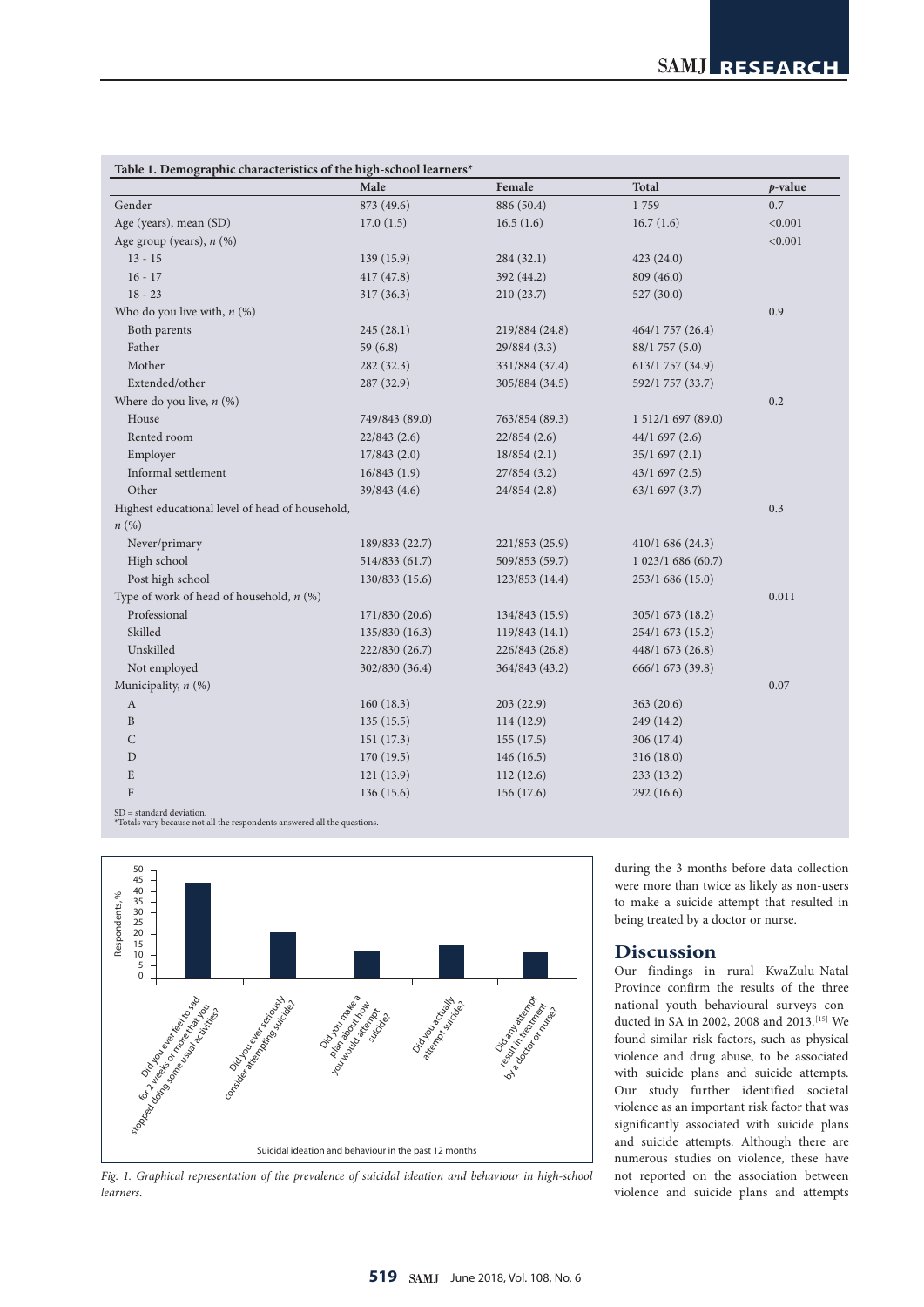**Table 1. Demographic characteristics of the high-school learners***

| | Male | Female | Total | *p*-value |
|---|---|---|---|---|
| Gender | 873 (49.6) | 886 (50.4) | 1 759 | 0.7 |
| Age (years), mean (SD) | 17.0 (1.5) | 16.5 (1.6) | 16.7 (1.6) | <0.001 |
| Age group (years), *n* (%) | | | | <0.001 |
| 13 - 15 | 139 (15.9) | 284 (32.1) | 423 (24.0) | |
| 16 - 17 | 417 (47.8) | 392 (44.2) | 809 (46.0) | |
| 18 - 23 | 317 (36.3) | 210 (23.7) | 527 (30.0) | |
| Who do you live with, *n* (%) | | | | 0.9 |
| Both parents | 245 (28.1) | 219/884 (24.8) | 464/1 757 (26.4) | |
| Father | 59 (6.8) | 29/884 (3.3) | 88/1 757 (5.0) | |
| Mother | 282 (32.3) | 331/884 (37.4) | 613/1 757 (34.9) | |
| Extended/other | 287 (32.9) | 305/884 (34.5) | 592/1 757 (33.7) | |
| Where do you live, *n* (%) | | | | 0.2 |
| House | 749/843 (89.0) | 763/854 (89.3) | 1 512/1 697 (89.0) | |
| Rented room | 22/843 (2.6) | 22/854 (2.6) | 44/1 697 (2.6) | |
| Employer | 17/843 (2.0) | 18/854 (2.1) | 35/1 697 (2.1) | |
| Informal settlement | 16/843 (1.9) | 27/854 (3.2) | 43/1 697 (2.5) | |
| Other | 39/843 (4.6) | 24/854 (2.8) | 63/1 697 (3.7) | |
| Highest educational level of head of household, *n* (%) | | | | 0.3 |
| Never/primary | 189/833 (22.7) | 221/853 (25.9) | 410/1 686 (24.3) | |
| High school | 514/833 (61.7) | 509/853 (59.7) | 1 023/1 686 (60.7) | |
| Post high school | 130/833 (15.6) | 123/853 (14.4) | 253/1 686 (15.0) | |
| Type of work of head of household, *n* (%) | | | | 0.011 |
| Professional | 171/830 (20.6) | 134/843 (15.9) | 305/1 673 (18.2) | |
| Skilled | 135/830 (16.3) | 119/843 (14.1) | 254/1 673 (15.2) | |
| Unskilled | 222/830 (26.7) | 226/843 (26.8) | 448/1 673 (26.8) | |
| Not employed | 302/830 (36.4) | 364/843 (43.2) | 666/1 673 (39.8) | |
| Municipality, *n* (%) | | | | 0.07 |
| A | 160 (18.3) | 203 (22.9) | 363 (20.6) | |
| B | 135 (15.5) | 114 (12.9) | 249 (14.2) | |
| C | 151 (17.3) | 155 (17.5) | 306 (17.4) | |
| D | 170 (19.5) | 146 (16.5) | 316 (18.0) | |
| E | 121 (13.9) | 112 (12.6) | 233 (13.2) | |
| F | 136 (15.6) | 156 (17.6) | 292 (16.6) | |

SD = standard deviation.
*Totals vary because not all the respondents answered all the questions.

*Fig. 1. Graphical representation of the prevalence of suicidal ideation and behaviour in high-school learners.*

during the 3 months before data collection were more than twice as likely as non-users to make a suicide attempt that resulted in being treated by a doctor or nurse.

## Discussion

Our findings in rural KwaZulu-Natal Province confirm the results of the three national youth behavioural surveys conducted in SA in 2002, 2008 and 2013.[15] We found similar risk factors, such as physical violence and drug abuse, to be associated with suicide plans and suicide attempts. Our study further identified societal violence as an important risk factor that was significantly associated with suicide plans and suicide attempts. Although there are numerous studies on violence, these have not reported on the association between violence and suicide plans and attempts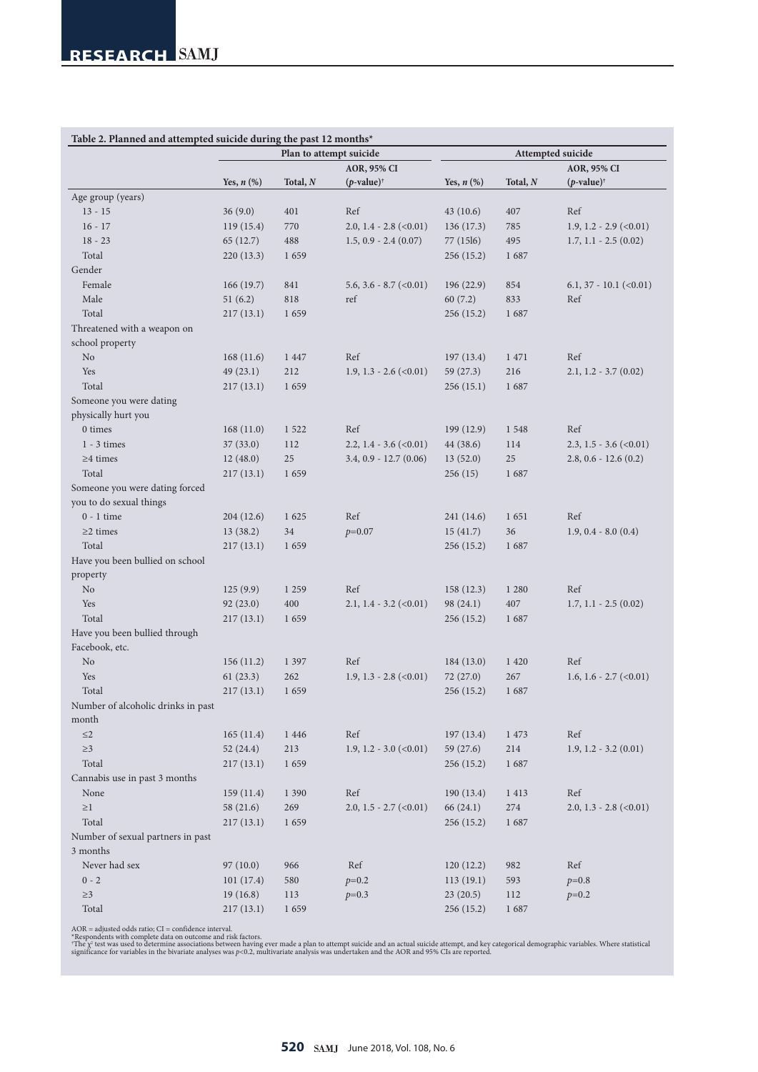**Table 2. Planned and attempted suicide during the past 12 months***

| | Plan to attempt suicide | | | Attempted suicide | | |
|---|---|---|---|---|---|---|
| | Yes, *n* (%) | Total, *N* | AOR, 95% CI (*p*-value)† | Yes, *n* (%) | Total, *N* | AOR, 95% CI (*p*-value)† |
| Age group (years) | | | | | | |
| 13 - 15 | 36 (9.0) | 401 | Ref | 43 (10.6) | 407 | Ref |
| 16 - 17 | 119 (15.4) | 770 | 2.0, 1.4 - 2.8 (<0.01) | 136 (17.3) | 785 | 1.9, 1.2 - 2.9 (<0.01) |
| 18 - 23 | 65 (12.7) | 488 | 1.5, 0.9 - 2.4 (0.07) | 77 (15l6) | 495 | 1.7, 1.1 - 2.5 (0.02) |
| Total | 220 (13.3) | 1 659 | | 256 (15.2) | 1 687 | |
| Gender | | | | | | |
| Female | 166 (19.7) | 841 | 5.6, 3.6 - 8.7 (<0.01) | 196 (22.9) | 854 | 6.1, 37 - 10.1 (<0.01) |
| Male | 51 (6.2) | 818 | ref | 60 (7.2) | 833 | Ref |
| Total | 217 (13.1) | 1 659 | | 256 (15.2) | 1 687 | |
| Threatened with a weapon on school property | | | | | | |
| No | 168 (11.6) | 1 447 | Ref | 197 (13.4) | 1 471 | Ref |
| Yes | 49 (23.1) | 212 | 1.9, 1.3 - 2.6 (<0.01) | 59 (27.3) | 216 | 2.1, 1.2 - 3.7 (0.02) |
| Total | 217 (13.1) | 1 659 | | 256 (15.1) | 1 687 | |
| Someone you were dating physically hurt you | | | | | | |
| 0 times | 168 (11.0) | 1 522 | Ref | 199 (12.9) | 1 548 | Ref |
| 1 - 3 times | 37 (33.0) | 112 | 2.2, 1.4 - 3.6 (<0.01) | 44 (38.6) | 114 | 2.3, 1.5 - 3.6 (<0.01) |
| ≥4 times | 12 (48.0) | 25 | 3.4, 0.9 - 12.7 (0.06) | 13 (52.0) | 25 | 2.8, 0.6 - 12.6 (0.2) |
| Total | 217 (13.1) | 1 659 | | 256 (15) | 1 687 | |
| Someone you were dating forced you to do sexual things | | | | | | |
| 0 - 1 time | 204 (12.6) | 1 625 | Ref | 241 (14.6) | 1 651 | Ref |
| ≥2 times | 13 (38.2) | 34 | *p*=0.07 | 15 (41.7) | 36 | 1.9, 0.4 - 8.0 (0.4) |
| Total | 217 (13.1) | 1 659 | | 256 (15.2) | 1 687 | |
| Have you been bullied on school property | | | | | | |
| No | 125 (9.9) | 1 259 | Ref | 158 (12.3) | 1 280 | Ref |
| Yes | 92 (23.0) | 400 | 2.1, 1.4 - 3.2 (<0.01) | 98 (24.1) | 407 | 1.7, 1.1 - 2.5 (0.02) |
| Total | 217 (13.1) | 1 659 | | 256 (15.2) | 1 687 | |
| Have you been bullied through Facebook, etc. | | | | | | |
| No | 156 (11.2) | 1 397 | Ref | 184 (13.0) | 1 420 | Ref |
| Yes | 61 (23.3) | 262 | 1.9, 1.3 - 2.8 (<0.01) | 72 (27.0) | 267 | 1.6, 1.6 - 2.7 (<0.01) |
| Total | 217 (13.1) | 1 659 | | 256 (15.2) | 1 687 | |
| Number of alcoholic drinks in past month | | | | | | |
| ≤2 | 165 (11.4) | 1 446 | Ref | 197 (13.4) | 1 473 | Ref |
| ≥3 | 52 (24.4) | 213 | 1.9, 1.2 - 3.0 (<0.01) | 59 (27.6) | 214 | 1.9, 1.2 - 3.2 (0.01) |
| Total | 217 (13.1) | 1 659 | | 256 (15.2) | 1 687 | |
| Cannabis use in past 3 months | | | | | | |
| None | 159 (11.4) | 1 390 | Ref | 190 (13.4) | 1 413 | Ref |
| ≥1 | 58 (21.6) | 269 | 2.0, 1.5 - 2.7 (<0.01) | 66 (24.1) | 274 | 2.0, 1.3 - 2.8 (<0.01) |
| Total | 217 (13.1) | 1 659 | | 256 (15.2) | 1 687 | |
| Number of sexual partners in past 3 months | | | | | | |
| Never had sex | 97 (10.0) | 966 | Ref | 120 (12.2) | 982 | Ref |
| 0 - 2 | 101 (17.4) | 580 | *p*=0.2 | 113 (19.1) | 593 | *p*=0.8 |
| ≥3 | 19 (16.8) | 113 | *p*=0.3 | 23 (20.5) | 112 | *p*=0.2 |
| Total | 217 (13.1) | 1 659 | | 256 (15.2) | 1 687 | |

AOR = adjusted odds ratio; CI = confidence interval.
*Respondents with complete data on outcome and risk factors.
†The $\chi^2$ test was used to determine associations between having ever made a plan to attempt suicide and an actual suicide attempt, and key categorical demographic variables. Where statistical significance for variables in the bivariate analyses was $p$<0.2, multivariate analysis was undertaken and the AOR and 95% CIs are reported.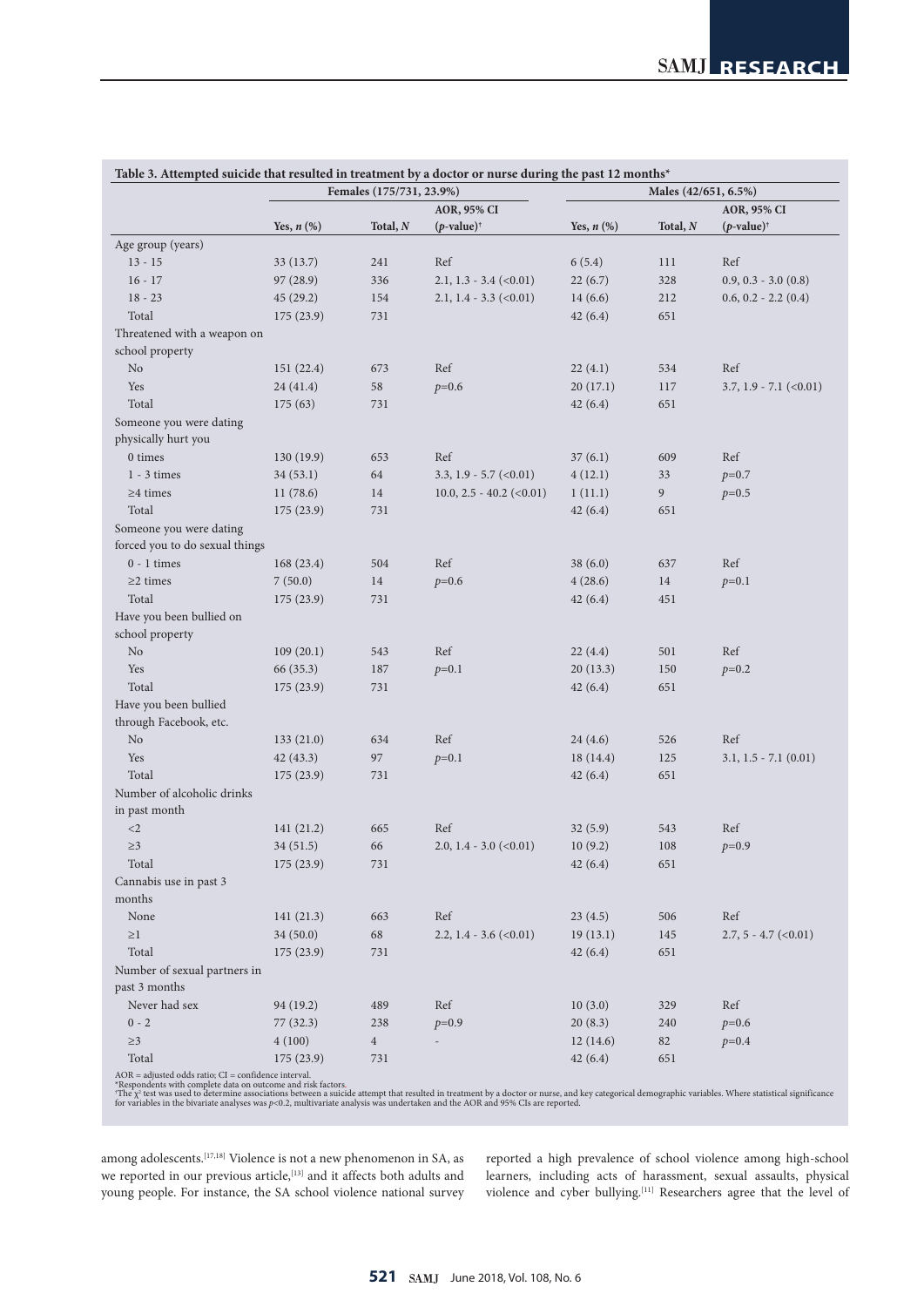**Table 3. Attempted suicide that resulted in treatment by a doctor or nurse during the past 12 months***

| | Females (175/731, 23.9%) | | | Males (42/651, 6.5%) | | |
|---|---|---|---|---|---|---|
| | Yes, *n* (%) | Total, *N* | AOR, 95% CI (*p*-value)† | Yes, *n* (%) | Total, *N* | AOR, 95% CI (*p*-value)† |
| Age group (years) | | | | | | |
| 13 - 15 | 33 (13.7) | 241 | Ref | 6 (5.4) | 111 | Ref |
| 16 - 17 | 97 (28.9) | 336 | 2.1, 1.3 - 3.4 (<0.01) | 22 (6.7) | 328 | 0.9, 0.3 - 3.0 (0.8) |
| 18 - 23 | 45 (29.2) | 154 | 2.1, 1.4 - 3.3 (<0.01) | 14 (6.6) | 212 | 0.6, 0.2 - 2.2 (0.4) |
| Total | 175 (23.9) | 731 | | 42 (6.4) | 651 | |
| Threatened with a weapon on school property | | | | | | |
| No | 151 (22.4) | 673 | Ref | 22 (4.1) | 534 | Ref |
| Yes | 24 (41.4) | 58 | *p*=0.6 | 20 (17.1) | 117 | 3.7, 1.9 - 7.1 (<0.01) |
| Total | 175 (63) | 731 | | 42 (6.4) | 651 | |
| Someone you were dating physically hurt you | | | | | | |
| 0 times | 130 (19.9) | 653 | Ref | 37 (6.1) | 609 | Ref |
| 1 - 3 times | 34 (53.1) | 64 | 3.3, 1.9 - 5.7 (<0.01) | 4 (12.1) | 33 | *p*=0.7 |
| ≥4 times | 11 (78.6) | 14 | 10.0, 2.5 - 40.2 (<0.01) | 1 (11.1) | 9 | *p*=0.5 |
| Total | 175 (23.9) | 731 | | 42 (6.4) | 651 | |
| Someone you were dating forced you to do sexual things | | | | | | |
| 0 - 1 times | 168 (23.4) | 504 | Ref | 38 (6.0) | 637 | Ref |
| ≥2 times | 7 (50.0) | 14 | *p*=0.6 | 4 (28.6) | 14 | *p*=0.1 |
| Total | 175 (23.9) | 731 | | 42 (6.4) | 451 | |
| Have you been bullied on school property | | | | | | |
| No | 109 (20.1) | 543 | Ref | 22 (4.4) | 501 | Ref |
| Yes | 66 (35.3) | 187 | *p*=0.1 | 20 (13.3) | 150 | *p*=0.2 |
| Total | 175 (23.9) | 731 | | 42 (6.4) | 651 | |
| Have you been bullied through Facebook, etc. | | | | | | |
| No | 133 (21.0) | 634 | Ref | 24 (4.6) | 526 | Ref |
| Yes | 42 (43.3) | 97 | *p*=0.1 | 18 (14.4) | 125 | 3.1, 1.5 - 7.1 (0.01) |
| Total | 175 (23.9) | 731 | | 42 (6.4) | 651 | |
| Number of alcoholic drinks in past month | | | | | | |
| <2 | 141 (21.2) | 665 | Ref | 32 (5.9) | 543 | Ref |
| ≥3 | 34 (51.5) | 66 | 2.0, 1.4 - 3.0 (<0.01) | 10 (9.2) | 108 | *p*=0.9 |
| Total | 175 (23.9) | 731 | | 42 (6.4) | 651 | |
| Cannabis use in past 3 months | | | | | | |
| None | 141 (21.3) | 663 | Ref | 23 (4.5) | 506 | Ref |
| ≥1 | 34 (50.0) | 68 | 2.2, 1.4 - 3.6 (<0.01) | 19 (13.1) | 145 | 2.7, 5 - 4.7 (<0.01) |
| Total | 175 (23.9) | 731 | | 42 (6.4) | 651 | |
| Number of sexual partners in past 3 months | | | | | | |
| Never had sex | 94 (19.2) | 489 | Ref | 10 (3.0) | 329 | Ref |
| 0 - 2 | 77 (32.3) | 238 | *p*=0.9 | 20 (8.3) | 240 | *p*=0.6 |
| ≥3 | 4 (100) | 4 | - | 12 (14.6) | 82 | *p*=0.4 |
| Total | 175 (23.9) | 731 | | 42 (6.4) | 651 | |

AOR = adjusted odds ratio; CI = confidence interval.
*Respondents with complete data on outcome and risk factors.
†The $\chi^2$ test was used to determine associations between a suicide attempt that resulted in treatment by a doctor or nurse, and key categorical demographic variables. Where statistical significance for variables in the bivariate analyses was $p<0.2$, multivariate analysis was undertaken and the AOR and 95% CIs are reported.

among adolescents.[17,18] Violence is not a new phenomenon in SA, as we reported in our previous article,[13] and it affects both adults and young people. For instance, the SA school violence national survey reported a high prevalence of school violence among high-school learners, including acts of harassment, sexual assaults, physical violence and cyber bullying.[11] Researchers agree that the level of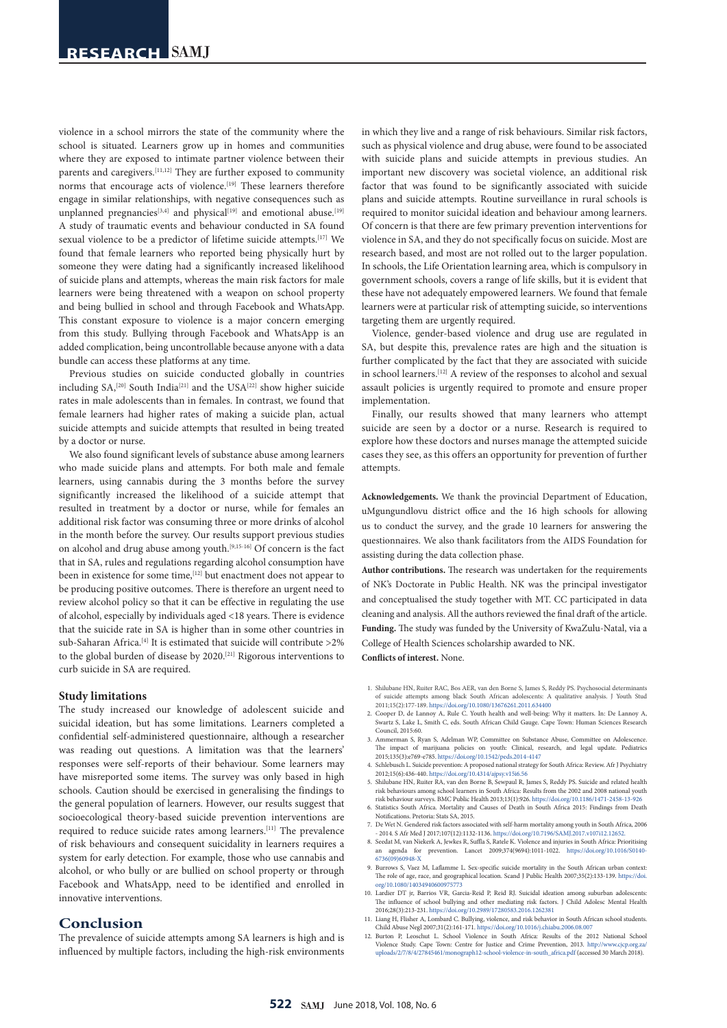violence in a school mirrors the state of the community where the school is situated. Learners grow up in homes and communities where they are exposed to intimate partner violence between their parents and caregivers.[11,12] They are further exposed to community norms that encourage acts of violence.[19] These learners therefore engage in similar relationships, with negative consequences such as unplanned pregnancies[3,4] and physical[19] and emotional abuse.[19] A study of traumatic events and behaviour conducted in SA found sexual violence to be a predictor of lifetime suicide attempts.[17] We found that female learners who reported being physically hurt by someone they were dating had a significantly increased likelihood of suicide plans and attempts, whereas the main risk factors for male learners were being threatened with a weapon on school property and being bullied in school and through Facebook and WhatsApp. This constant exposure to violence is a major concern emerging from this study. Bullying through Facebook and WhatsApp is an added complication, being uncontrollable because anyone with a data bundle can access these platforms at any time.

Previous studies on suicide conducted globally in countries including SA,[20] South India[21] and the USA[22] show higher suicide rates in male adolescents than in females. In contrast, we found that female learners had higher rates of making a suicide plan, actual suicide attempts and suicide attempts that resulted in being treated by a doctor or nurse.

We also found significant levels of substance abuse among learners who made suicide plans and attempts. For both male and female learners, using cannabis during the 3 months before the survey significantly increased the likelihood of a suicide attempt that resulted in treatment by a doctor or nurse, while for females an additional risk factor was consuming three or more drinks of alcohol in the month before the survey. Our results support previous studies on alcohol and drug abuse among youth.[9,15-16] Of concern is the fact that in SA, rules and regulations regarding alcohol consumption have been in existence for some time,[12] but enactment does not appear to be producing positive outcomes. There is therefore an urgent need to review alcohol policy so that it can be effective in regulating the use of alcohol, especially by individuals aged <18 years. There is evidence that the suicide rate in SA is higher than in some other countries in sub-Saharan Africa.[4] It is estimated that suicide will contribute >2% to the global burden of disease by 2020.[21] Rigorous interventions to curb suicide in SA are required.

### Study limitations

The study increased our knowledge of adolescent suicide and suicidal ideation, but has some limitations. Learners completed a confidential self-administered questionnaire, although a researcher was reading out questions. A limitation was that the learners' responses were self-reports of their behaviour. Some learners may have misreported some items. The survey was only based in high schools. Caution should be exercised in generalising the findings to the general population of learners. However, our results suggest that socioecological theory-based suicide prevention interventions are required to reduce suicide rates among learners.[11] The prevalence of risk behaviours and consequent suicidality in learners requires a system for early detection. For example, those who use cannabis and alcohol, or who bully or are bullied on school property or through Facebook and WhatsApp, need to be identified and enrolled in innovative interventions.

## Conclusion

The prevalence of suicide attempts among SA learners is high and is influenced by multiple factors, including the high-risk environments in which they live and a range of risk behaviours. Similar risk factors, such as physical violence and drug abuse, were found to be associated with suicide plans and suicide attempts in previous studies. An important new discovery was societal violence, an additional risk factor that was found to be significantly associated with suicide plans and suicide attempts. Routine surveillance in rural schools is required to monitor suicidal ideation and behaviour among learners. Of concern is that there are few primary prevention interventions for violence in SA, and they do not specifically focus on suicide. Most are research based, and most are not rolled out to the larger population. In schools, the Life Orientation learning area, which is compulsory in government schools, covers a range of life skills, but it is evident that these have not adequately empowered learners. We found that female learners were at particular risk of attempting suicide, so interventions targeting them are urgently required.

Violence, gender-based violence and drug use are regulated in SA, but despite this, prevalence rates are high and the situation is further complicated by the fact that they are associated with suicide in school learners.[12] A review of the responses to alcohol and sexual assault policies is urgently required to promote and ensure proper implementation.

Finally, our results showed that many learners who attempt suicide are seen by a doctor or a nurse. Research is required to explore how these doctors and nurses manage the attempted suicide cases they see, as this offers an opportunity for prevention of further attempts.

**Acknowledgements.** We thank the provincial Department of Education, uMgungundlovu district office and the 16 high schools for allowing us to conduct the survey, and the grade 10 learners for answering the questionnaires. We also thank facilitators from the AIDS Foundation for assisting during the data collection phase.

**Author contributions.** The research was undertaken for the requirements of NK's Doctorate in Public Health. NK was the principal investigator and conceptualised the study together with MT. CC participated in data cleaning and analysis. All the authors reviewed the final draft of the article.

**Funding.** The study was funded by the University of KwaZulu-Natal, via a College of Health Sciences scholarship awarded to NK.

**Conflicts of interest.** None.

1. Shilubane HN, Ruiter RAC, Bos AER, van den Borne S, James S, Reddy PS. Psychosocial determinants of suicide attempts among black South African adolescents: A qualitative analysis. J Youth Stud 2011;15(2):177-189. https://doi.org/10.1080/13676261.2011.634400
2. Cooper D, de Lannoy A, Rule C. Youth health and well-being: Why it matters. In: De Lannoy A, Swartz S, Lake L, Smith C, eds. South African Child Gauge. Cape Town: Human Sciences Research Council, 2015:60.
3. Ammerman S, Ryan S, Adelman WP, Committee on Substance Abuse, Committee on Adolescence. The impact of marijuana policies on youth: Clinical, research, and legal update. Pediatrics 2015;135(3):e769-e785. https://doi.org/10.1542/peds.2014-4147
4. Schlebusch L. Suicide prevention: A proposed national strategy for South Africa: Review. Afr J Psychiatry 2012;15(6):436-440. https://doi.org/10.4314/ajpsy.v15i6.56
5. Shilubane HN, Ruiter RA, van den Borne B, Sewpaul R, James S, Reddy PS. Suicide and related health risk behaviours among school learners in South Africa: Results from the 2002 and 2008 national youth risk behaviour surveys. BMC Public Health 2013;13(1):926. https://doi.org/10.1186/1471-2458-13-926
6. Statistics South Africa. Mortality and Causes of Death in South Africa 2015: Findings from Death Notifications. Pretoria: Stats SA, 2015.
7. De Wet N. Gendered risk factors associated with self-harm mortality among youth in South Africa, 2006 - 2014. S Afr Med J 2017;107(12):1132-1136. https://doi.org/10.7196/SAMJ.2017.v107i12.12652.
8. Seedat M, van Niekerk A, Jewkes R, Suffla S, Ratele K. Violence and injuries in South Africa: Prioritising an agenda for prevention. Lancet 2009;374(9694):1011-1022. https://doi.org/10.1016/S0140-6736(09)60948-X
9. Burrows S, Vaez M, Laflamme L. Sex-specific suicide mortality in the South African urban context: The role of age, race, and geographical location. Scand J Public Health 2007;35(2):133-139. https://doi.org/10.1080/14034940600975773
10. Lardier DT jr, Barrios VR, Garcia-Reid P, Reid RJ. Suicidal ideation among suburban adolescents: The influence of school bullying and other mediating risk factors. J Child Adolesc Mental Health 2016;28(3):213-231. https://doi.org/10.2989/17280583.2016.1262381
11. Liang H, Flisher A, Lombard C. Bullying, violence, and risk behavior in South African school students. Child Abuse Negl 2007;31(2):161-171. https://doi.org/10.1016/j.chiabu.2006.08.007
12. Burton P, Leoschut L. School Violence in South Africa: Results of the 2012 National School Violence Study. Cape Town: Centre for Justice and Crime Prevention, 2013. http://www.cjcp.org.za/uploads/2/7/8/4/27845461/monograph12-school-violence-in-south_africa.pdf (accessed 30 March 2018).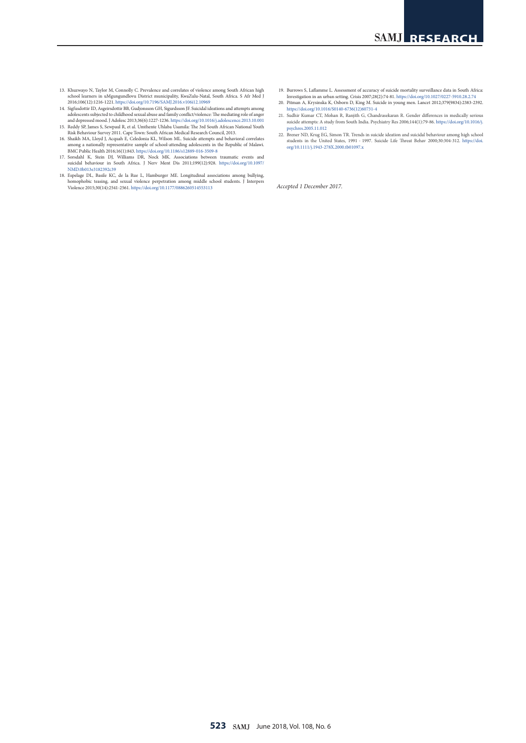13. Khuzwayo N, Taylor M, Connolly C. Prevalence and correlates of violence among South African high school learners in uMgungundlovu District municipality, KwaZulu-Natal, South Africa. S Afr Med J 2016;106(12):1216-1221. https://doi.org/10.7196/SAMJ.2016.v106i12.10969
14. Sigfusdottir ID, Asgeirsdottir BB, Gudjonsson GH, Sigurdsson JF. Suicidal ideations and attempts among adolescents subjected to childhood sexual abuse and family conflict/violence: The mediating role of anger and depressed mood. J Adolesc 2013;36(6):1227-1236. https://doi.org/10.1016/j.adolescence.2013.10.001
15. Reddy SP, James S, Sewpaul R, et al. Umthente Uhlaba Usamila: The 3rd South African National Youth Risk Behaviour Survey 2011. Cape Town: South African Medical Research Council, 2013.
16. Shaikh MA, Lloyd J, Acquah E, Celedonia KL, Wilson ML. Suicide attempts and behavioral correlates among a nationally representative sample of school-attending adolescents in the Republic of Malawi. BMC Public Health 2016;16(1):843. https://doi.org/10.1186/s12889-016-3509-8
17. Sorsdahl K, Stein DJ, Williams DR, Nock MK. Associations between traumatic events and suicidal behaviour in South Africa. J Nerv Ment Dis 2011;199(12):928. https://doi.org/10.1097/NMD.0b013e3182392c39
18. Espelage DL, Basile KC, de la Rue L, Hamburger ME. Longitudinal associations among bullying, homophobic teasing, and sexual violence perpetration among middle school students. J Interpers Violence 2015;30(14):2541-2561. https://doi.org/10.1177/0886260514553113
19. Burrows S, Laflamme L. Assessment of accuracy of suicide mortality surveillance data in South Africa: Investigation in an urban setting. Crisis 2007;28(2):74-81. https://doi.org/10.1027/0227-5910.28.2.74
20. Pitman A, Krysinska K, Osborn D, King M. Suicide in young men. Lancet 2012;379(9834):2383-2392. https://doi.org/10.1016/S0140-6736(12)60731-4
21. Sudhir Kumar CT, Mohan R, Ranjith G, Chandrasekaran R. Gender differences in medically serious suicide attempts: A study from South India. Psychiatry Res 2006;144(1):79-86. https://doi.org/10.1016/j.psychres.2005.11.012
22. Brener ND, Krug EG, Simon TR. Trends in suicide ideation and suicidal behaviour among high school students in the United States, 1991 - 1997. Suicide Life Threat Behav 2000;30:304-312. https://doi.org/10.1111/j.1943-278X.2000.tb01097.x

*Accepted 1 December 2017.*